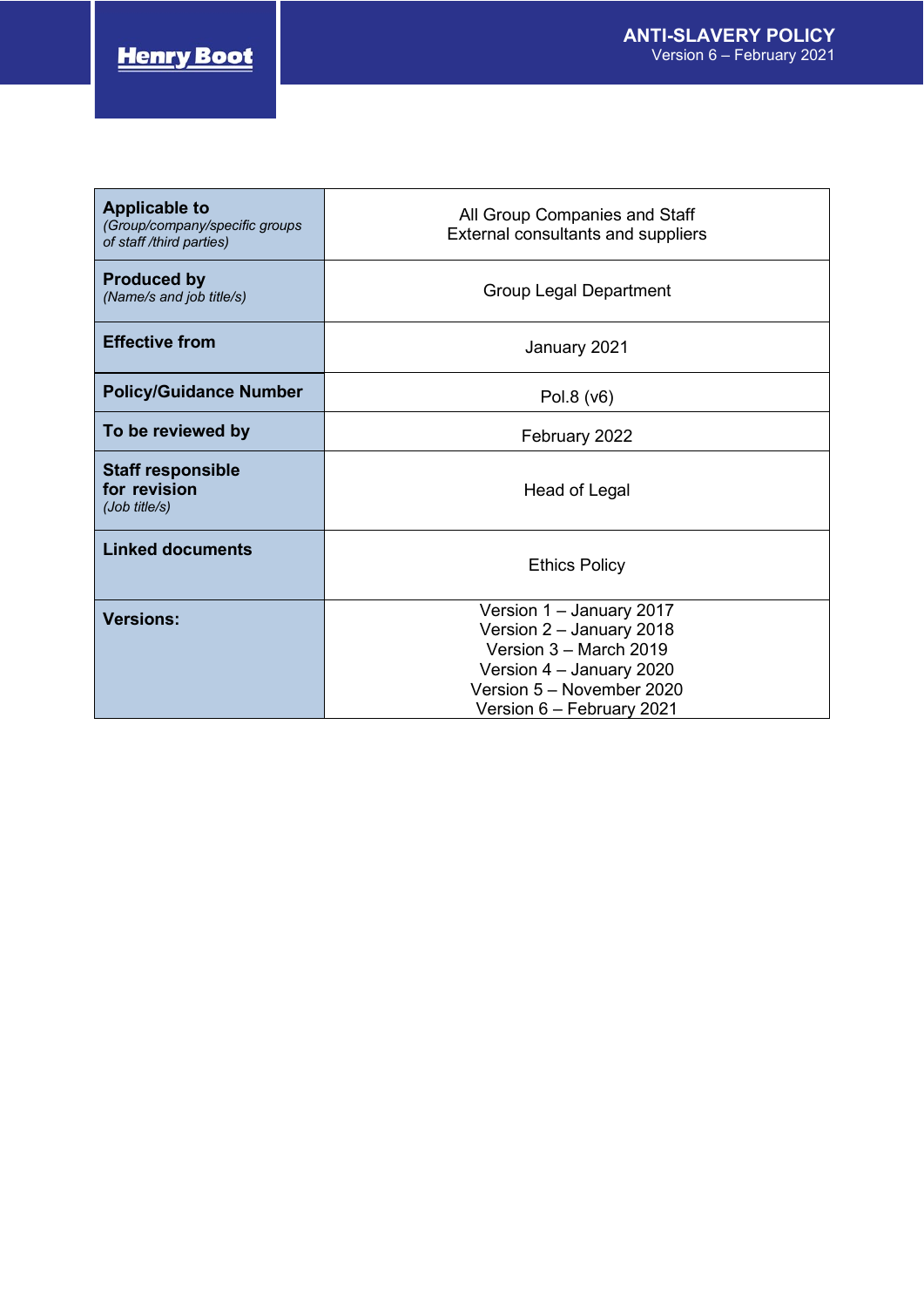# ANTI-SLAVERY POLICY

Version 6 – February 2021

| | |
|---|---|
| **Applicable to** *(Group/company/specific groups of staff /third parties)* | All Group Companies and Staff<br>External consultants and suppliers |
| **Produced by** *(Name/s and job title/s)* | Group Legal Department |
| **Effective from** | January 2021 |
| **Policy/Guidance Number** | Pol.8 (v6) |
| **To be reviewed by** | February 2022 |
| **Staff responsible for revision** *(Job title/s)* | Head of Legal |
| **Linked documents** | Ethics Policy |
| **Versions:** | Version 1 – January 2017<br>Version 2 – January 2018<br>Version 3 – March 2019<br>Version 4 – January 2020<br>Version 5 – November 2020<br>Version 6 – February 2021 |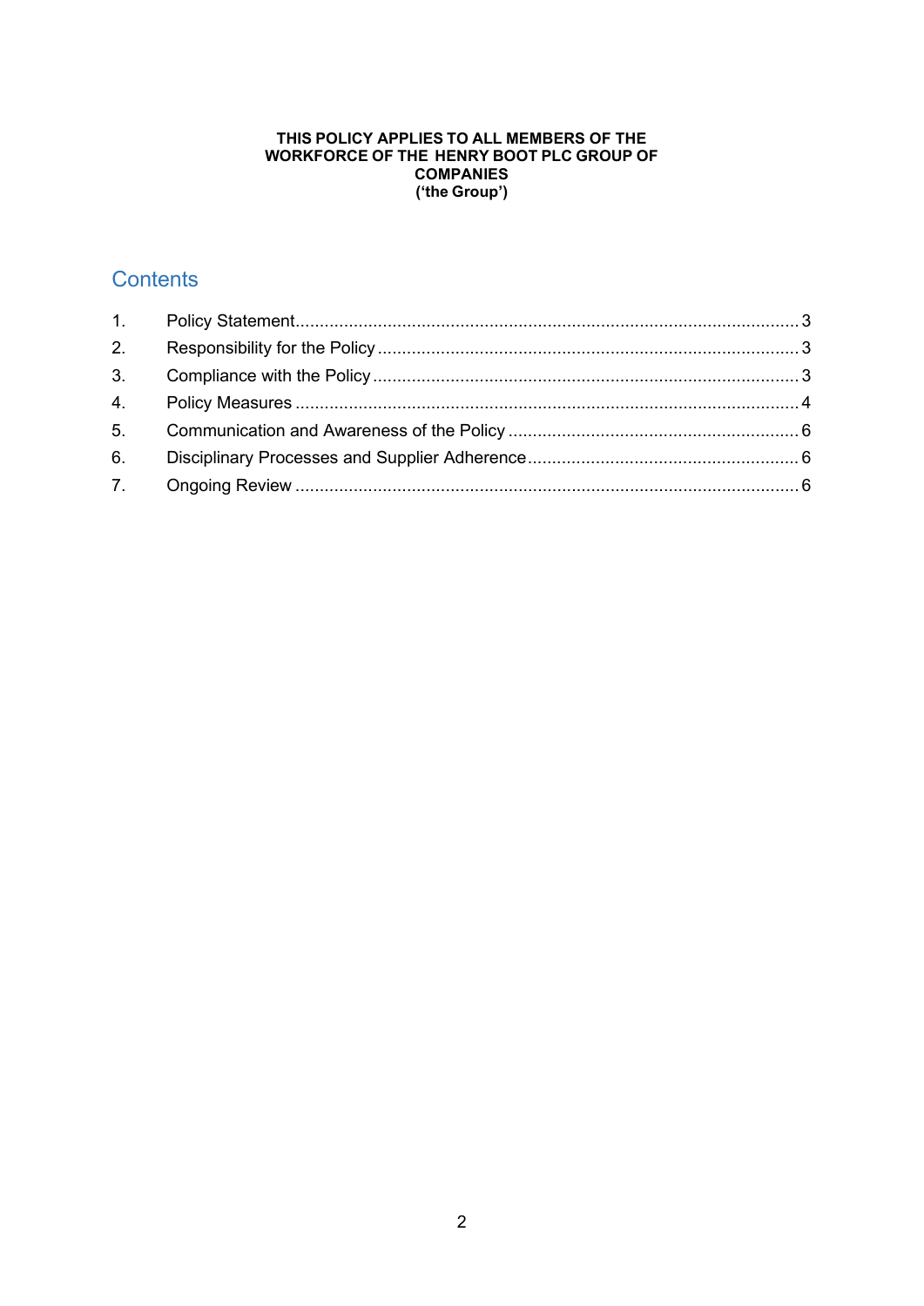**THIS POLICY APPLIES TO ALL MEMBERS OF THE WORKFORCE OF THE HENRY BOOT PLC GROUP OF COMPANIES**
**('the Group')**

## Contents

1. Policy Statement ........................................................................................................ 3
2. Responsibility for the Policy ...................................................................................... 3
3. Compliance with the Policy ....................................................................................... 3
4. Policy Measures ....................................................................................................... 4
5. Communication and Awareness of the Policy ............................................................ 6
6. Disciplinary Processes and Supplier Adherence ........................................................ 6
7. Ongoing Review ....................................................................................................... 6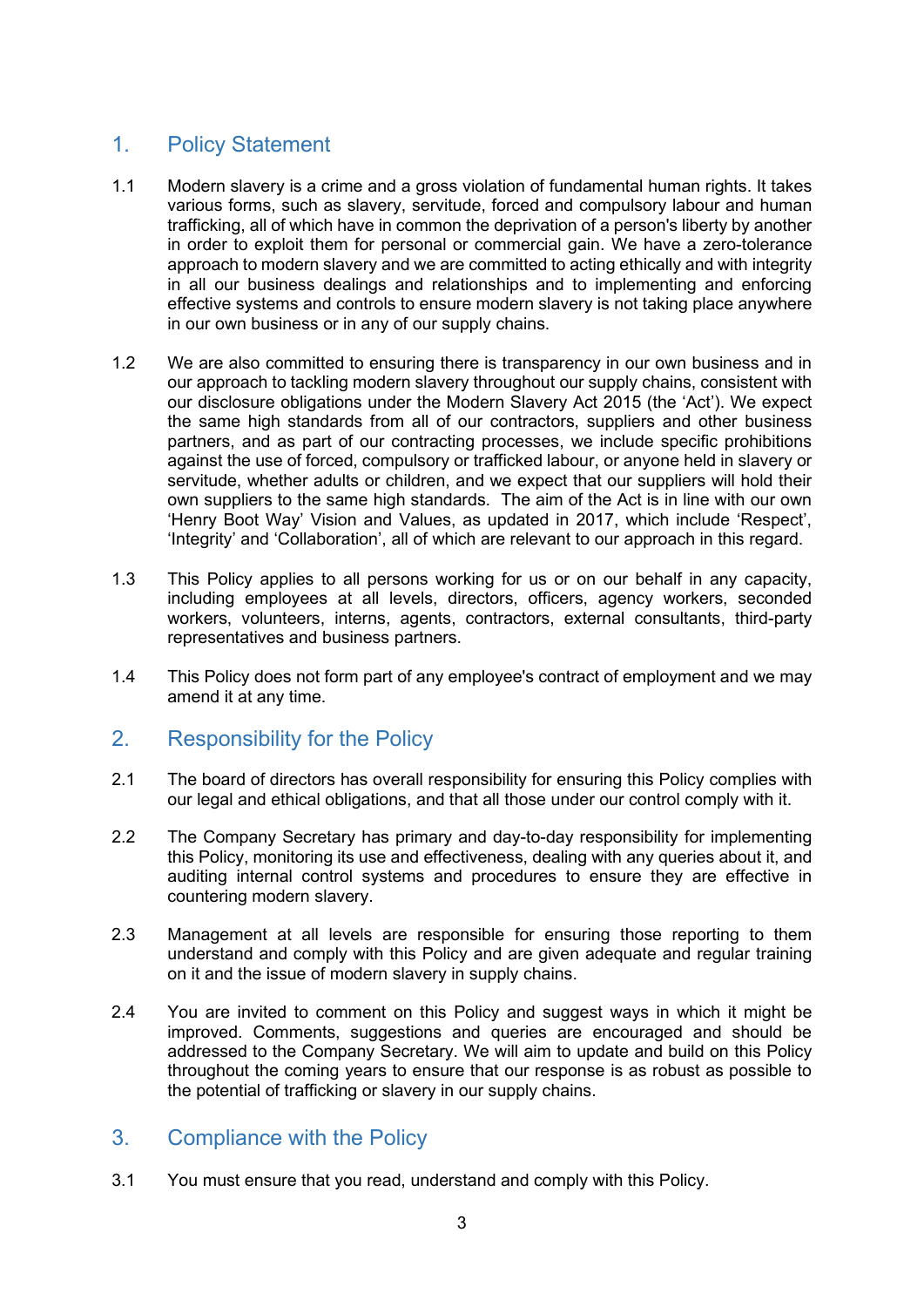## 1. Policy Statement

1.1 Modern slavery is a crime and a gross violation of fundamental human rights. It takes various forms, such as slavery, servitude, forced and compulsory labour and human trafficking, all of which have in common the deprivation of a person's liberty by another in order to exploit them for personal or commercial gain. We have a zero-tolerance approach to modern slavery and we are committed to acting ethically and with integrity in all our business dealings and relationships and to implementing and enforcing effective systems and controls to ensure modern slavery is not taking place anywhere in our own business or in any of our supply chains.

1.2 We are also committed to ensuring there is transparency in our own business and in our approach to tackling modern slavery throughout our supply chains, consistent with our disclosure obligations under the Modern Slavery Act 2015 (the 'Act'). We expect the same high standards from all of our contractors, suppliers and other business partners, and as part of our contracting processes, we include specific prohibitions against the use of forced, compulsory or trafficked labour, or anyone held in slavery or servitude, whether adults or children, and we expect that our suppliers will hold their own suppliers to the same high standards. The aim of the Act is in line with our own 'Henry Boot Way' Vision and Values, as updated in 2017, which include 'Respect', 'Integrity' and 'Collaboration', all of which are relevant to our approach in this regard.

1.3 This Policy applies to all persons working for us or on our behalf in any capacity, including employees at all levels, directors, officers, agency workers, seconded workers, volunteers, interns, agents, contractors, external consultants, third-party representatives and business partners.

1.4 This Policy does not form part of any employee's contract of employment and we may amend it at any time.

## 2. Responsibility for the Policy

2.1 The board of directors has overall responsibility for ensuring this Policy complies with our legal and ethical obligations, and that all those under our control comply with it.

2.2 The Company Secretary has primary and day-to-day responsibility for implementing this Policy, monitoring its use and effectiveness, dealing with any queries about it, and auditing internal control systems and procedures to ensure they are effective in countering modern slavery.

2.3 Management at all levels are responsible for ensuring those reporting to them understand and comply with this Policy and are given adequate and regular training on it and the issue of modern slavery in supply chains.

2.4 You are invited to comment on this Policy and suggest ways in which it might be improved. Comments, suggestions and queries are encouraged and should be addressed to the Company Secretary. We will aim to update and build on this Policy throughout the coming years to ensure that our response is as robust as possible to the potential of trafficking or slavery in our supply chains.

## 3. Compliance with the Policy

3.1 You must ensure that you read, understand and comply with this Policy.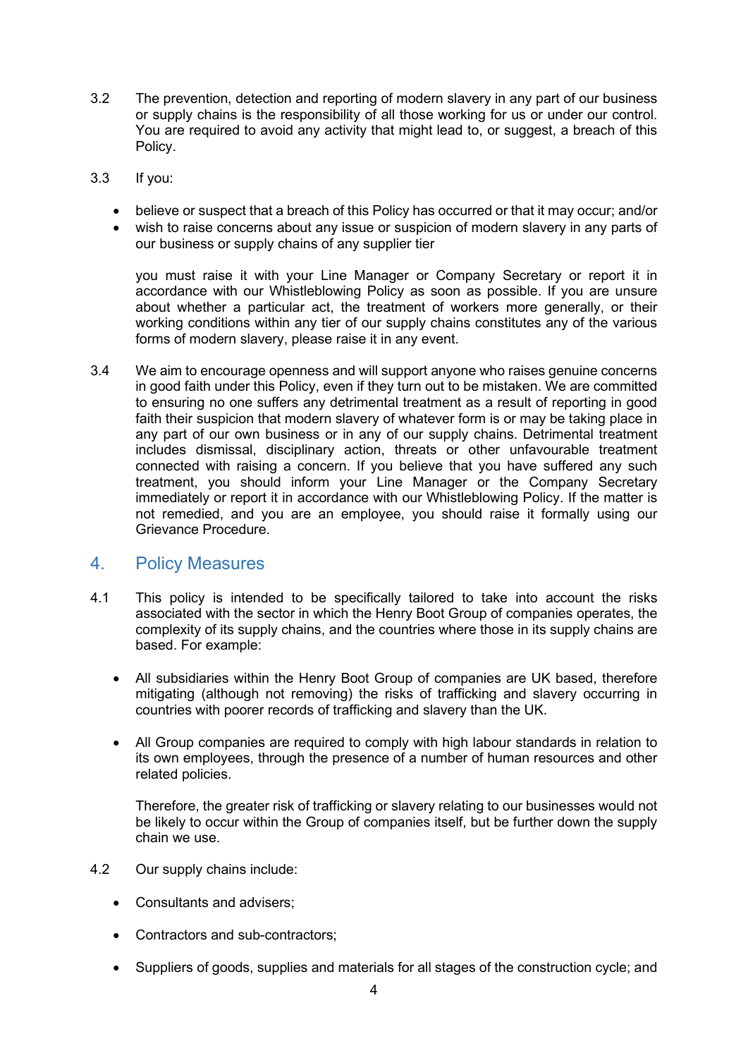3.2 The prevention, detection and reporting of modern slavery in any part of our business or supply chains is the responsibility of all those working for us or under our control. You are required to avoid any activity that might lead to, or suggest, a breach of this Policy.

3.3 If you:

- believe or suspect that a breach of this Policy has occurred or that it may occur; and/or
- wish to raise concerns about any issue or suspicion of modern slavery in any parts of our business or supply chains of any supplier tier

you must raise it with your Line Manager or Company Secretary or report it in accordance with our Whistleblowing Policy as soon as possible. If you are unsure about whether a particular act, the treatment of workers more generally, or their working conditions within any tier of our supply chains constitutes any of the various forms of modern slavery, please raise it in any event.

3.4 We aim to encourage openness and will support anyone who raises genuine concerns in good faith under this Policy, even if they turn out to be mistaken. We are committed to ensuring no one suffers any detrimental treatment as a result of reporting in good faith their suspicion that modern slavery of whatever form is or may be taking place in any part of our own business or in any of our supply chains. Detrimental treatment includes dismissal, disciplinary action, threats or other unfavourable treatment connected with raising a concern. If you believe that you have suffered any such treatment, you should inform your Line Manager or the Company Secretary immediately or report it in accordance with our Whistleblowing Policy. If the matter is not remedied, and you are an employee, you should raise it formally using our Grievance Procedure.

## 4. Policy Measures

4.1 This policy is intended to be specifically tailored to take into account the risks associated with the sector in which the Henry Boot Group of companies operates, the complexity of its supply chains, and the countries where those in its supply chains are based. For example:

- All subsidiaries within the Henry Boot Group of companies are UK based, therefore mitigating (although not removing) the risks of trafficking and slavery occurring in countries with poorer records of trafficking and slavery than the UK.

- All Group companies are required to comply with high labour standards in relation to its own employees, through the presence of a number of human resources and other related policies.

Therefore, the greater risk of trafficking or slavery relating to our businesses would not be likely to occur within the Group of companies itself, but be further down the supply chain we use.

4.2 Our supply chains include:

- Consultants and advisers;

- Contractors and sub-contractors;

- Suppliers of goods, supplies and materials for all stages of the construction cycle; and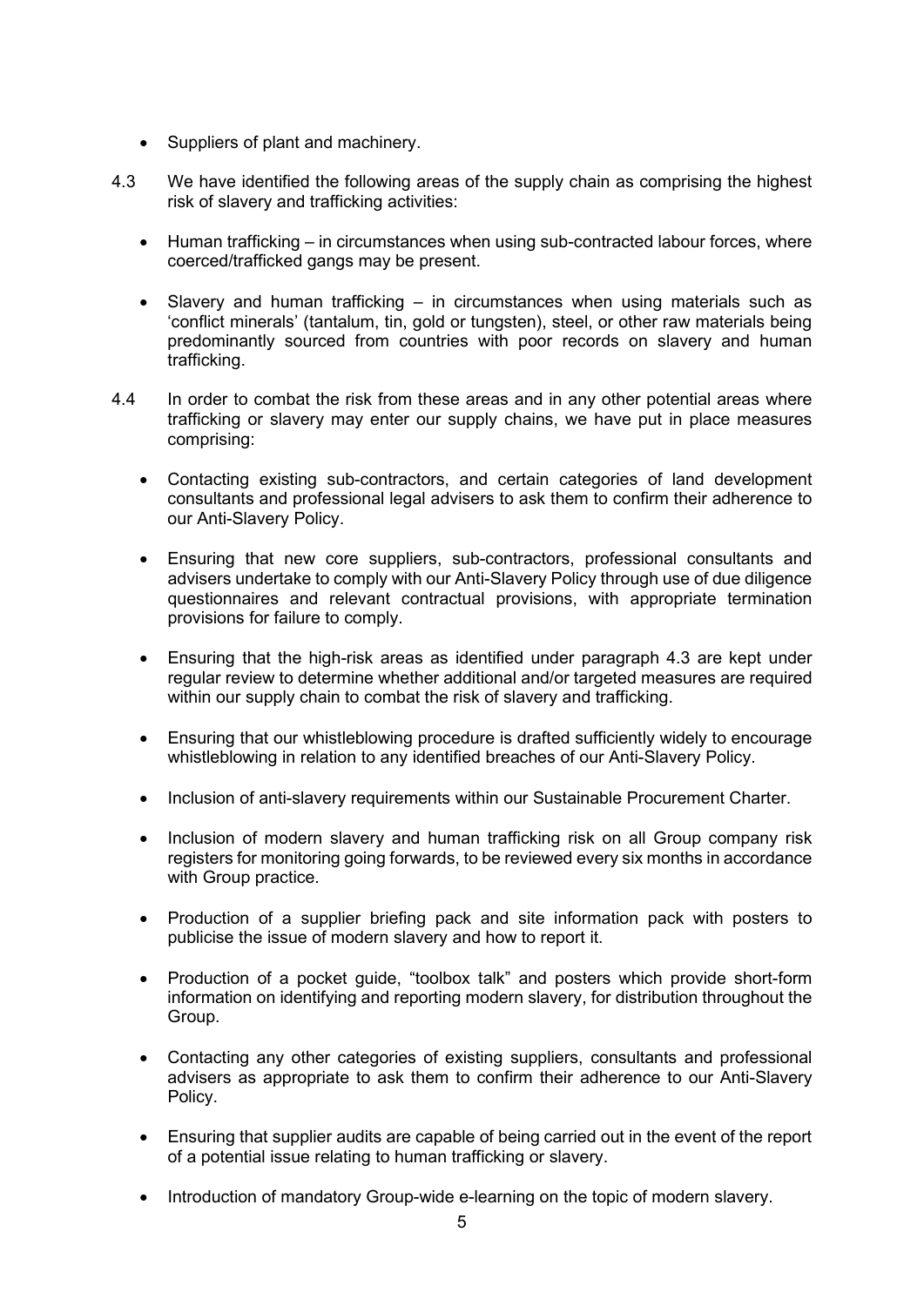- Suppliers of plant and machinery.

4.3 We have identified the following areas of the supply chain as comprising the highest risk of slavery and trafficking activities:

- Human trafficking – in circumstances when using sub-contracted labour forces, where coerced/trafficked gangs may be present.

- Slavery and human trafficking – in circumstances when using materials such as 'conflict minerals' (tantalum, tin, gold or tungsten), steel, or other raw materials being predominantly sourced from countries with poor records on slavery and human trafficking.

4.4 In order to combat the risk from these areas and in any other potential areas where trafficking or slavery may enter our supply chains, we have put in place measures comprising:

- Contacting existing sub-contractors, and certain categories of land development consultants and professional legal advisers to ask them to confirm their adherence to our Anti-Slavery Policy.

- Ensuring that new core suppliers, sub-contractors, professional consultants and advisers undertake to comply with our Anti-Slavery Policy through use of due diligence questionnaires and relevant contractual provisions, with appropriate termination provisions for failure to comply.

- Ensuring that the high-risk areas as identified under paragraph 4.3 are kept under regular review to determine whether additional and/or targeted measures are required within our supply chain to combat the risk of slavery and trafficking.

- Ensuring that our whistleblowing procedure is drafted sufficiently widely to encourage whistleblowing in relation to any identified breaches of our Anti-Slavery Policy.

- Inclusion of anti-slavery requirements within our Sustainable Procurement Charter.

- Inclusion of modern slavery and human trafficking risk on all Group company risk registers for monitoring going forwards, to be reviewed every six months in accordance with Group practice.

- Production of a supplier briefing pack and site information pack with posters to publicise the issue of modern slavery and how to report it.

- Production of a pocket guide, "toolbox talk" and posters which provide short-form information on identifying and reporting modern slavery, for distribution throughout the Group.

- Contacting any other categories of existing suppliers, consultants and professional advisers as appropriate to ask them to confirm their adherence to our Anti-Slavery Policy.

- Ensuring that supplier audits are capable of being carried out in the event of the report of a potential issue relating to human trafficking or slavery.

- Introduction of mandatory Group-wide e-learning on the topic of modern slavery.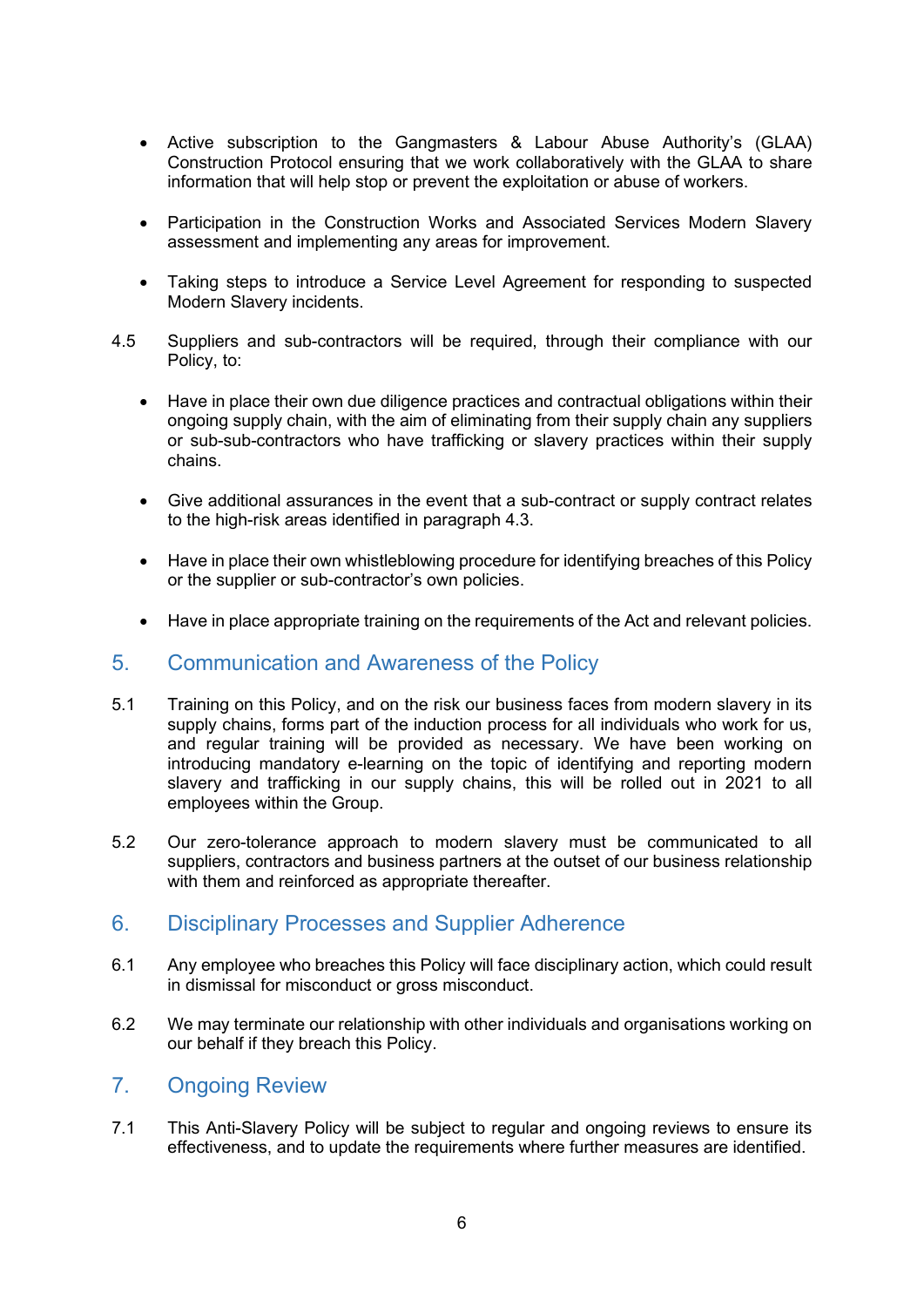- Active subscription to the Gangmasters & Labour Abuse Authority's (GLAA) Construction Protocol ensuring that we work collaboratively with the GLAA to share information that will help stop or prevent the exploitation or abuse of workers.

- Participation in the Construction Works and Associated Services Modern Slavery assessment and implementing any areas for improvement.

- Taking steps to introduce a Service Level Agreement for responding to suspected Modern Slavery incidents.

4.5 Suppliers and sub-contractors will be required, through their compliance with our Policy, to:

- Have in place their own due diligence practices and contractual obligations within their ongoing supply chain, with the aim of eliminating from their supply chain any suppliers or sub-sub-contractors who have trafficking or slavery practices within their supply chains.

- Give additional assurances in the event that a sub-contract or supply contract relates to the high-risk areas identified in paragraph 4.3.

- Have in place their own whistleblowing procedure for identifying breaches of this Policy or the supplier or sub-contractor's own policies.

- Have in place appropriate training on the requirements of the Act and relevant policies.

## 5. Communication and Awareness of the Policy

5.1 Training on this Policy, and on the risk our business faces from modern slavery in its supply chains, forms part of the induction process for all individuals who work for us, and regular training will be provided as necessary. We have been working on introducing mandatory e-learning on the topic of identifying and reporting modern slavery and trafficking in our supply chains, this will be rolled out in 2021 to all employees within the Group.

5.2 Our zero-tolerance approach to modern slavery must be communicated to all suppliers, contractors and business partners at the outset of our business relationship with them and reinforced as appropriate thereafter.

## 6. Disciplinary Processes and Supplier Adherence

6.1 Any employee who breaches this Policy will face disciplinary action, which could result in dismissal for misconduct or gross misconduct.

6.2 We may terminate our relationship with other individuals and organisations working on our behalf if they breach this Policy.

## 7. Ongoing Review

7.1 This Anti-Slavery Policy will be subject to regular and ongoing reviews to ensure its effectiveness, and to update the requirements where further measures are identified.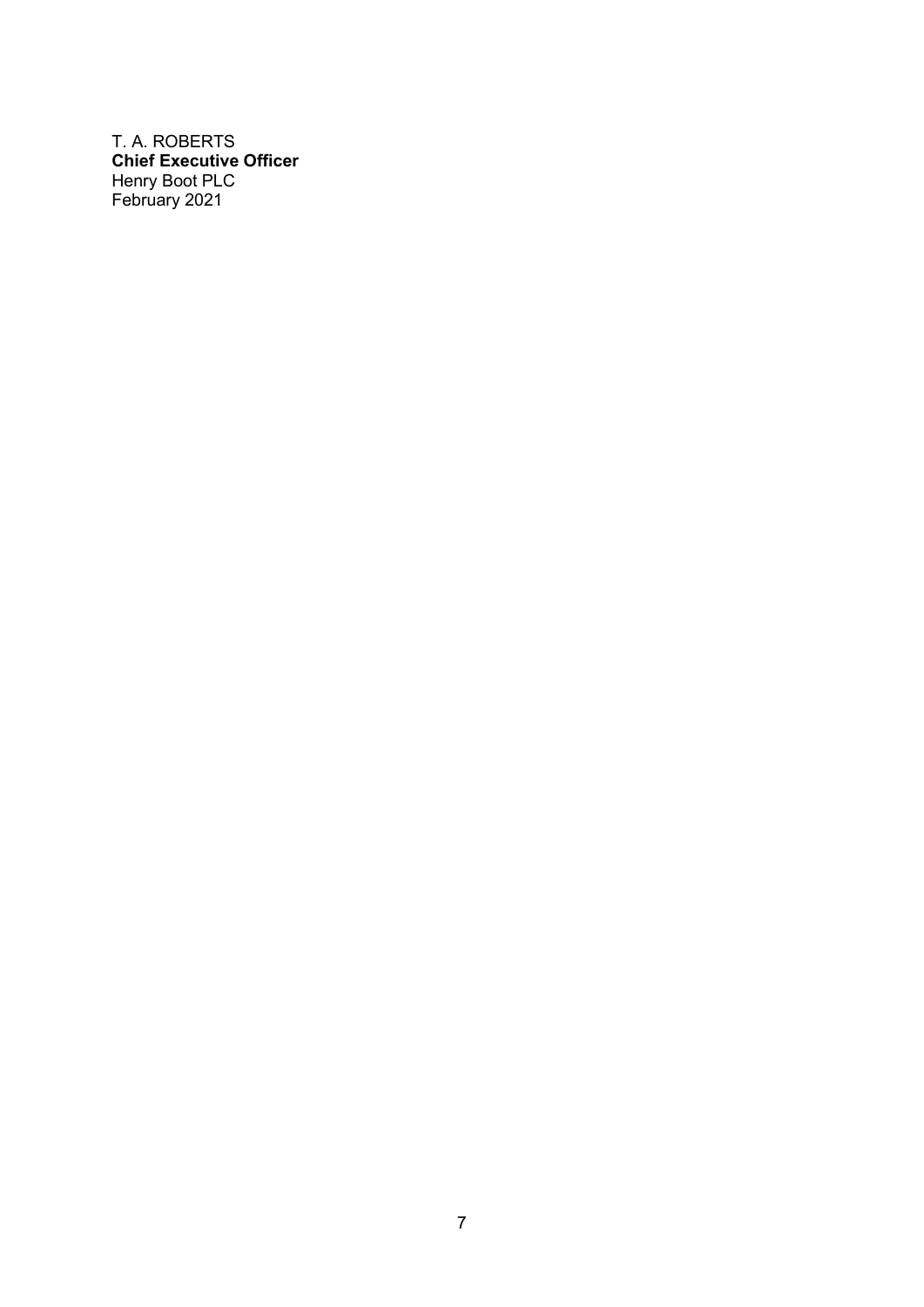T. A. ROBERTS
**Chief Executive Officer**
Henry Boot PLC
February 2021